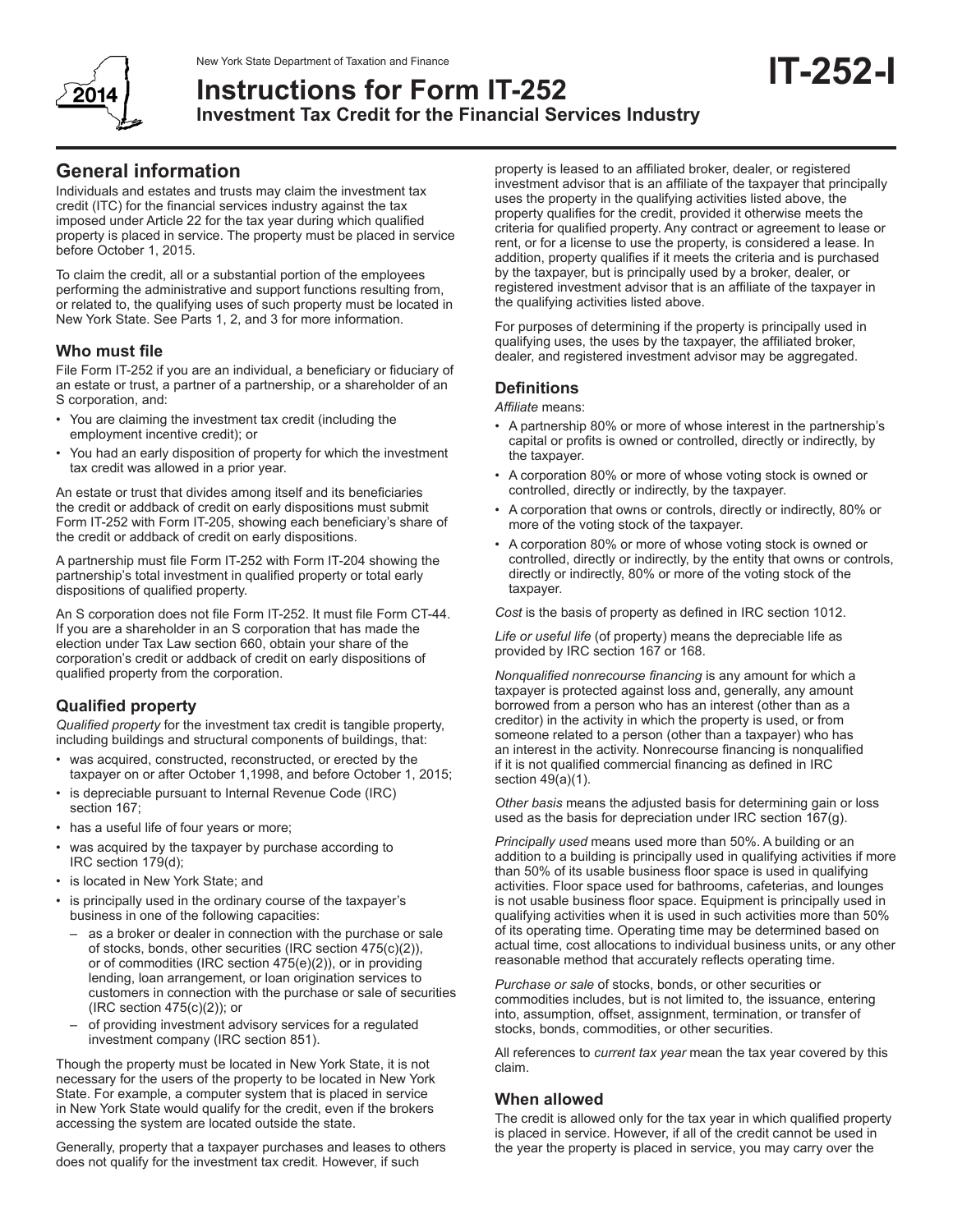New York State Department of Taxation and Finance

# Instructions for Form IT-252

**Investment Tax Credit for the Financial Services Industry**

**IT-252-I**

**2014**

## General information

Individuals and estates and trusts may claim the investment tax credit (ITC) for the financial services industry against the tax imposed under Article 22 for the tax year during which qualified property is placed in service. The property must be placed in service before October 1, 2015.

To claim the credit, all or a substantial portion of the employees performing the administrative and support functions resulting from, or related to, the qualifying uses of such property must be located in New York State. See Parts 1, 2, and 3 for more information.

### Who must file

File Form IT-252 if you are an individual, a beneficiary or fiduciary of an estate or trust, a partner of a partnership, or a shareholder of an S corporation, and:

- You are claiming the investment tax credit (including the employment incentive credit); or
- You had an early disposition of property for which the investment tax credit was allowed in a prior year.

An estate or trust that divides among itself and its beneficiaries the credit or addback of credit on early dispositions must submit Form IT-252 with Form IT-205, showing each beneficiary's share of the credit or addback of credit on early dispositions.

A partnership must file Form IT-252 with Form IT-204 showing the partnership's total investment in qualified property or total early dispositions of qualified property.

An S corporation does not file Form IT-252. It must file Form CT-44. If you are a shareholder in an S corporation that has made the election under Tax Law section 660, obtain your share of the corporation's credit or addback of credit on early dispositions of qualified property from the corporation.

### Qualified property

*Qualified property* for the investment tax credit is tangible property, including buildings and structural components of buildings, that:

- was acquired, constructed, reconstructed, or erected by the taxpayer on or after October 1,1998, and before October 1, 2015;
- is depreciable pursuant to Internal Revenue Code (IRC) section 167;
- has a useful life of four years or more;
- was acquired by the taxpayer by purchase according to IRC section 179(d);
- is located in New York State; and
- is principally used in the ordinary course of the taxpayer's business in one of the following capacities:
  - as a broker or dealer in connection with the purchase or sale of stocks, bonds, other securities (IRC section 475(c)(2)), or of commodities (IRC section 475(e)(2)), or in providing lending, loan arrangement, or loan origination services to customers in connection with the purchase or sale of securities (IRC section 475(c)(2)); or
  - of providing investment advisory services for a regulated investment company (IRC section 851).

Though the property must be located in New York State, it is not necessary for the users of the property to be located in New York State. For example, a computer system that is placed in service in New York State would qualify for the credit, even if the brokers accessing the system are located outside the state.

Generally, property that a taxpayer purchases and leases to others does not qualify for the investment tax credit. However, if such property is leased to an affiliated broker, dealer, or registered investment advisor that is an affiliate of the taxpayer that principally uses the property in the qualifying activities listed above, the property qualifies for the credit, provided it otherwise meets the criteria for qualified property. Any contract or agreement to lease or rent, or for a license to use the property, is considered a lease. In addition, property qualifies if it meets the criteria and is purchased by the taxpayer, but is principally used by a broker, dealer, or registered investment advisor that is an affiliate of the taxpayer in the qualifying activities listed above.

For purposes of determining if the property is principally used in qualifying uses, the uses by the taxpayer, the affiliated broker, dealer, and registered investment advisor may be aggregated.

### Definitions

*Affiliate* means:

- A partnership 80% or more of whose interest in the partnership's capital or profits is owned or controlled, directly or indirectly, by the taxpayer.
- A corporation 80% or more of whose voting stock is owned or controlled, directly or indirectly, by the taxpayer.
- A corporation that owns or controls, directly or indirectly, 80% or more of the voting stock of the taxpayer.
- A corporation 80% or more of whose voting stock is owned or controlled, directly or indirectly, by the entity that owns or controls, directly or indirectly, 80% or more of the voting stock of the taxpayer.

*Cost* is the basis of property as defined in IRC section 1012.

*Life or useful life* (of property) means the depreciable life as provided by IRC section 167 or 168.

*Nonqualified nonrecourse financing* is any amount for which a taxpayer is protected against loss and, generally, any amount borrowed from a person who has an interest (other than as a creditor) in the activity in which the property is used, or from someone related to a person (other than a taxpayer) who has an interest in the activity. Nonrecourse financing is nonqualified if it is not qualified commercial financing as defined in IRC section 49(a)(1).

*Other basis* means the adjusted basis for determining gain or loss used as the basis for depreciation under IRC section 167(g).

*Principally used* means used more than 50%. A building or an addition to a building is principally used in qualifying activities if more than 50% of its usable business floor space is used in qualifying activities. Floor space used for bathrooms, cafeterias, and lounges is not usable business floor space. Equipment is principally used in qualifying activities when it is used in such activities more than 50% of its operating time. Operating time may be determined based on actual time, cost allocations to individual business units, or any other reasonable method that accurately reflects operating time.

*Purchase or sale* of stocks, bonds, or other securities or commodities includes, but is not limited to, the issuance, entering into, assumption, offset, assignment, termination, or transfer of stocks, bonds, commodities, or other securities.

All references to *current tax year* mean the tax year covered by this claim.

### When allowed

The credit is allowed only for the tax year in which qualified property is placed in service. However, if all of the credit cannot be used in the year the property is placed in service, you may carry over the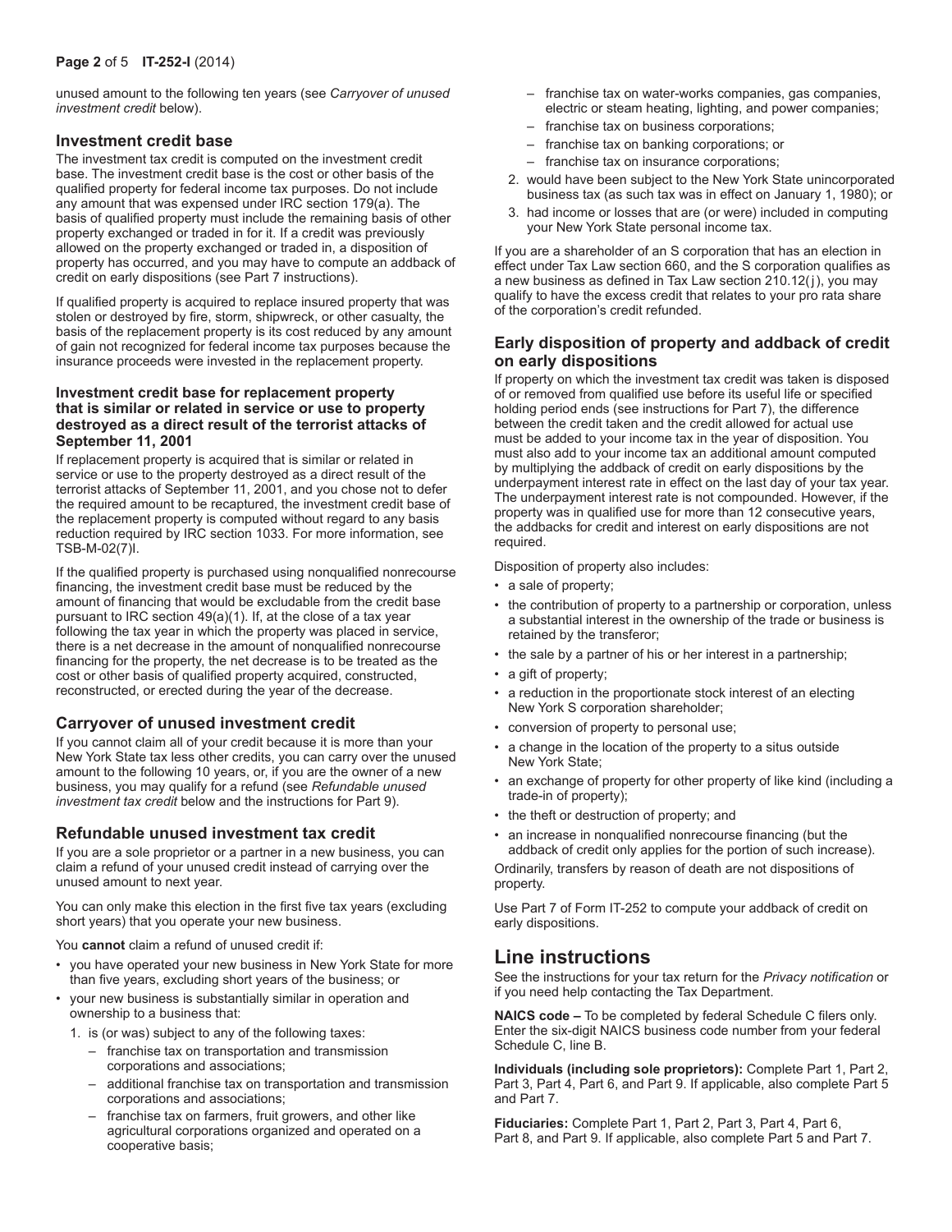unused amount to the following ten years (see *Carryover of unused investment credit* below).

### Investment credit base

The investment tax credit is computed on the investment credit base. The investment credit base is the cost or other basis of the qualified property for federal income tax purposes. Do not include any amount that was expensed under IRC section 179(a). The basis of qualified property must include the remaining basis of other property exchanged or traded in for it. If a credit was previously allowed on the property exchanged or traded in, a disposition of property has occurred, and you may have to compute an addback of credit on early dispositions (see Part 7 instructions).

If qualified property is acquired to replace insured property that was stolen or destroyed by fire, storm, shipwreck, or other casualty, the basis of the replacement property is its cost reduced by any amount of gain not recognized for federal income tax purposes because the insurance proceeds were invested in the replacement property.

#### Investment credit base for replacement property that is similar or related in service or use to property destroyed as a direct result of the terrorist attacks of September 11, 2001

If replacement property is acquired that is similar or related in service or use to the property destroyed as a direct result of the terrorist attacks of September 11, 2001, and you chose not to defer the required amount to be recaptured, the investment credit base of the replacement property is computed without regard to any basis reduction required by IRC section 1033. For more information, see TSB-M-02(7)I.

If the qualified property is purchased using nonqualified nonrecourse financing, the investment credit base must be reduced by the amount of financing that would be excludable from the credit base pursuant to IRC section 49(a)(1). If, at the close of a tax year following the tax year in which the property was placed in service, there is a net decrease in the amount of nonqualified nonrecourse financing for the property, the net decrease is to be treated as the cost or other basis of qualified property acquired, constructed, reconstructed, or erected during the year of the decrease.

### Carryover of unused investment credit

If you cannot claim all of your credit because it is more than your New York State tax less other credits, you can carry over the unused amount to the following 10 years, or, if you are the owner of a new business, you may qualify for a refund (see *Refundable unused investment tax credit* below and the instructions for Part 9).

### Refundable unused investment tax credit

If you are a sole proprietor or a partner in a new business, you can claim a refund of your unused credit instead of carrying over the unused amount to next year.

You can only make this election in the first five tax years (excluding short years) that you operate your new business.

You **cannot** claim a refund of unused credit if:

- you have operated your new business in New York State for more than five years, excluding short years of the business; or
- your new business is substantially similar in operation and ownership to a business that:
  1. is (or was) subject to any of the following taxes:
     - franchise tax on transportation and transmission corporations and associations;
     - additional franchise tax on transportation and transmission corporations and associations;
     - franchise tax on farmers, fruit growers, and other like agricultural corporations organized and operated on a cooperative basis;
     - franchise tax on water-works companies, gas companies, electric or steam heating, lighting, and power companies;
     - franchise tax on business corporations;
     - franchise tax on banking corporations; or
     - franchise tax on insurance corporations;
  2. would have been subject to the New York State unincorporated business tax (as such tax was in effect on January 1, 1980); or
  3. had income or losses that are (or were) included in computing your New York State personal income tax.

If you are a shareholder of an S corporation that has an election in effect under Tax Law section 660, and the S corporation qualifies as a new business as defined in Tax Law section 210.12(j), you may qualify to have the excess credit that relates to your pro rata share of the corporation's credit refunded.

### Early disposition of property and addback of credit on early dispositions

If property on which the investment tax credit was taken is disposed of or removed from qualified use before its useful life or specified holding period ends (see instructions for Part 7), the difference between the credit taken and the credit allowed for actual use must be added to your income tax in the year of disposition. You must also add to your income tax an additional amount computed by multiplying the addback of credit on early dispositions by the underpayment interest rate in effect on the last day of your tax year. The underpayment interest rate is not compounded. However, if the property was in qualified use for more than 12 consecutive years, the addbacks for credit and interest on early dispositions are not required.

Disposition of property also includes:

- a sale of property;
- the contribution of property to a partnership or corporation, unless a substantial interest in the ownership of the trade or business is retained by the transferor;
- the sale by a partner of his or her interest in a partnership;
- a gift of property;
- a reduction in the proportionate stock interest of an electing New York S corporation shareholder;
- conversion of property to personal use;
- a change in the location of the property to a situs outside New York State;
- an exchange of property for other property of like kind (including a trade-in of property);
- the theft or destruction of property; and
- an increase in nonqualified nonrecourse financing (but the addback of credit only applies for the portion of such increase).

Ordinarily, transfers by reason of death are not dispositions of property.

Use Part 7 of Form IT-252 to compute your addback of credit on early dispositions.

## Line instructions

See the instructions for your tax return for the *Privacy notification* or if you need help contacting the Tax Department.

**NAICS code –** To be completed by federal Schedule C filers only. Enter the six-digit NAICS business code number from your federal Schedule C, line B.

**Individuals (including sole proprietors):** Complete Part 1, Part 2, Part 3, Part 4, Part 6, and Part 9. If applicable, also complete Part 5 and Part 7.

**Fiduciaries:** Complete Part 1, Part 2, Part 3, Part 4, Part 6, Part 8, and Part 9. If applicable, also complete Part 5 and Part 7.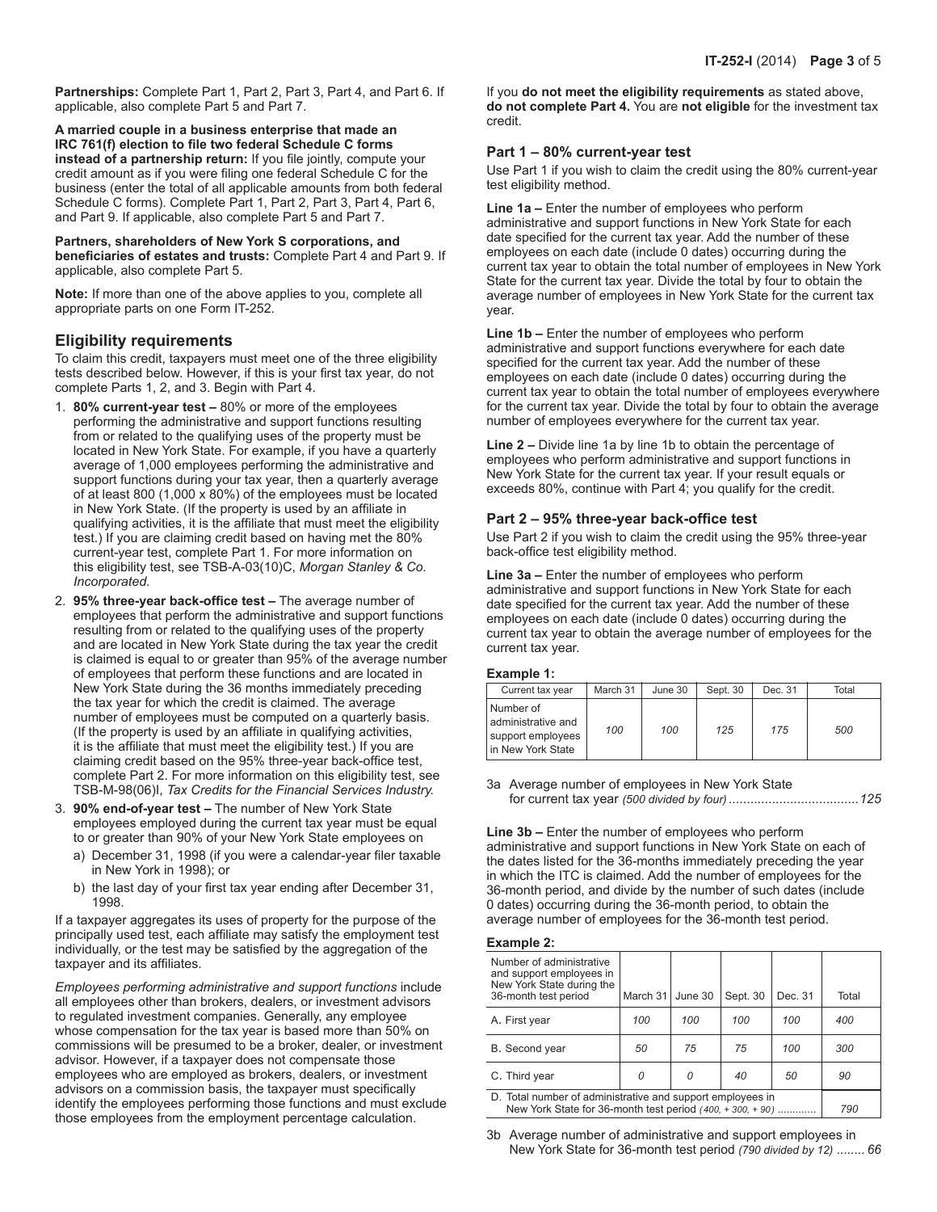**Partnerships:** Complete Part 1, Part 2, Part 3, Part 4, and Part 6. If applicable, also complete Part 5 and Part 7.

**A married couple in a business enterprise that made an IRC 761(f) election to file two federal Schedule C forms instead of a partnership return:** If you file jointly, compute your credit amount as if you were filing one federal Schedule C for the business (enter the total of all applicable amounts from both federal Schedule C forms). Complete Part 1, Part 2, Part 3, Part 4, Part 6, and Part 9. If applicable, also complete Part 5 and Part 7.

**Partners, shareholders of New York S corporations, and beneficiaries of estates and trusts:** Complete Part 4 and Part 9. If applicable, also complete Part 5.

**Note:** If more than one of the above applies to you, complete all appropriate parts on one Form IT-252.

## Eligibility requirements

To claim this credit, taxpayers must meet one of the three eligibility tests described below. However, if this is your first tax year, do not complete Parts 1, 2, and 3. Begin with Part 4.

1. **80% current-year test –** 80% or more of the employees performing the administrative and support functions resulting from or related to the qualifying uses of the property must be located in New York State. For example, if you have a quarterly average of 1,000 employees performing the administrative and support functions during your tax year, then a quarterly average of at least 800 (1,000 x 80%) of the employees must be located in New York State. (If the property is used by an affiliate in qualifying activities, it is the affiliate that must meet the eligibility test.) If you are claiming credit based on having met the 80% current-year test, complete Part 1. For more information on this eligibility test, see TSB-A-03(10)C, *Morgan Stanley & Co. Incorporated.*
2. **95% three-year back-office test –** The average number of employees that perform the administrative and support functions resulting from or related to the qualifying uses of the property and are located in New York State during the tax year the credit is claimed is equal to or greater than 95% of the average number of employees that perform these functions and are located in New York State during the 36 months immediately preceding the tax year for which the credit is claimed. The average number of employees must be computed on a quarterly basis. (If the property is used by an affiliate in qualifying activities, it is the affiliate that must meet the eligibility test.) If you are claiming credit based on the 95% three-year back-office test, complete Part 2. For more information on this eligibility test, see TSB-M-98(06)I, *Tax Credits for the Financial Services Industry.*
3. **90% end-of-year test –** The number of New York State employees employed during the current tax year must be equal to or greater than 90% of your New York State employees on
   a) December 31, 1998 (if you were a calendar-year filer taxable in New York in 1998); or
   b) the last day of your first tax year ending after December 31, 1998.

If a taxpayer aggregates its uses of property for the purpose of the principally used test, each affiliate may satisfy the employment test individually, or the test may be satisfied by the aggregation of the taxpayer and its affiliates.

*Employees performing administrative and support functions* include all employees other than brokers, dealers, or investment advisors to regulated investment companies. Generally, any employee whose compensation for the tax year is based more than 50% on commissions will be presumed to be a broker, dealer, or investment advisor. However, if a taxpayer does not compensate those employees who are employed as brokers, dealers, or investment advisors on a commission basis, the taxpayer must specifically identify the employees performing those functions and must exclude those employees from the employment percentage calculation.

If you **do not meet the eligibility requirements** as stated above, **do not complete Part 4.** You are **not eligible** for the investment tax credit.

### Part 1 – 80% current-year test

Use Part 1 if you wish to claim the credit using the 80% current-year test eligibility method.

**Line 1a –** Enter the number of employees who perform administrative and support functions in New York State for each date specified for the current tax year. Add the number of these employees on each date (include 0 dates) occurring during the current tax year to obtain the total number of employees in New York State for the current tax year. Divide the total by four to obtain the average number of employees in New York State for the current tax year.

**Line 1b –** Enter the number of employees who perform administrative and support functions everywhere for each date specified for the current tax year. Add the number of these employees on each date (include 0 dates) occurring during the current tax year to obtain the total number of employees everywhere for the current tax year. Divide the total by four to obtain the average number of employees everywhere for the current tax year.

**Line 2 –** Divide line 1a by line 1b to obtain the percentage of employees who perform administrative and support functions in New York State for the current tax year. If your result equals or exceeds 80%, continue with Part 4; you qualify for the credit.

### Part 2 – 95% three-year back-office test

Use Part 2 if you wish to claim the credit using the 95% three-year back-office test eligibility method.

**Line 3a –** Enter the number of employees who perform administrative and support functions in New York State for each date specified for the current tax year. Add the number of these employees on each date (include 0 dates) occurring during the current tax year to obtain the average number of employees for the current tax year.

**Example 1:**

| Current tax year | March 31 | June 30 | Sept. 30 | Dec. 31 | Total |
|---|---|---|---|---|---|
| Number of administrative and support employees in New York State | *100* | *100* | *125* | *175* | *500* |

3a Average number of employees in New York State for current tax year *(500 divided by four)* .................................... *125*

**Line 3b –** Enter the number of employees who perform administrative and support functions in New York State on each of the dates listed for the 36-months immediately preceding the year in which the ITC is claimed. Add the number of employees for the 36-month period, and divide by the number of such dates (include 0 dates) occurring during the 36-month period, to obtain the average number of employees for the 36-month test period.

**Example 2:**

| Number of administrative and support employees in New York State during the 36-month test period | March 31 | June 30 | Sept. 30 | Dec. 31 | Total |
|---|---|---|---|---|---|
| A. First year | *100* | *100* | *100* | *100* | *400* |
| B. Second year | *50* | *75* | *75* | *100* | *300* |
| C. Third year | *0* | *0* | *40* | *50* | *90* |
| D. Total number of administrative and support employees in New York State for 36-month test period *(400, + 300, + 90)* ............. | | | | | *790* |

3b Average number of administrative and support employees in New York State for 36-month test period *(790 divided by 12)* ........ *66*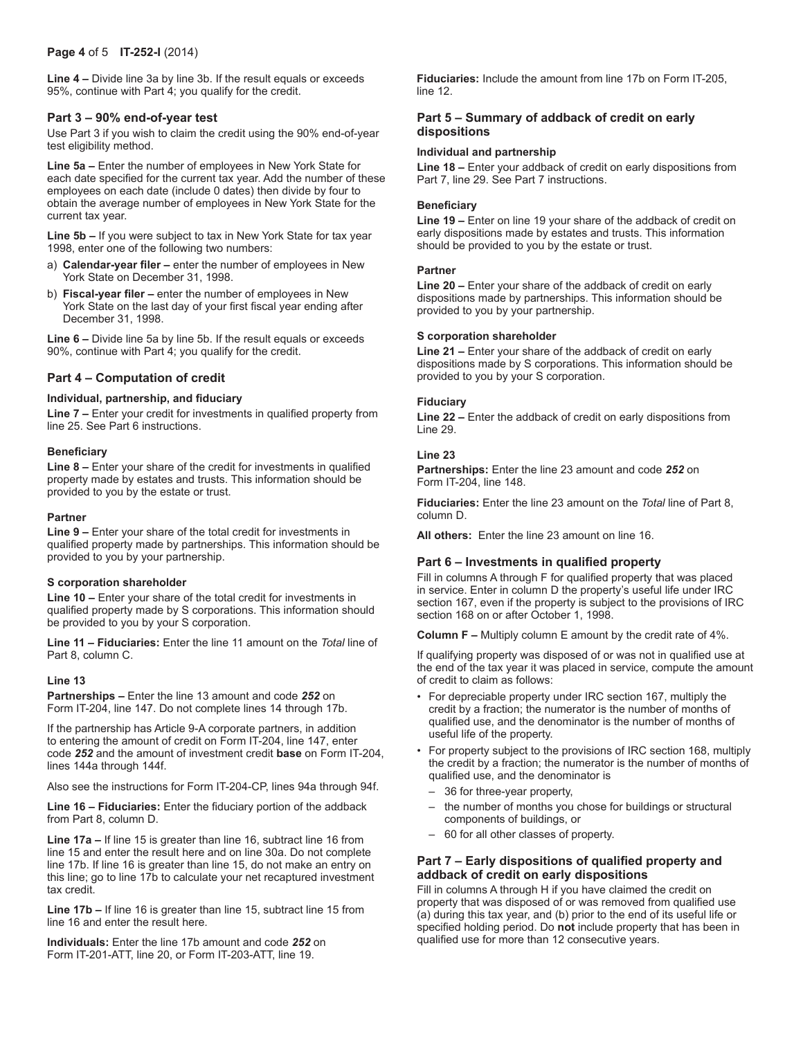**Line 4 –** Divide line 3a by line 3b. If the result equals or exceeds 95%, continue with Part 4; you qualify for the credit.

## Part 3 – 90% end-of-year test

Use Part 3 if you wish to claim the credit using the 90% end-of-year test eligibility method.

**Line 5a –** Enter the number of employees in New York State for each date specified for the current tax year. Add the number of these employees on each date (include 0 dates) then divide by four to obtain the average number of employees in New York State for the current tax year.

**Line 5b –** If you were subject to tax in New York State for tax year 1998, enter one of the following two numbers:

a) **Calendar-year filer –** enter the number of employees in New York State on December 31, 1998.

b) **Fiscal-year filer –** enter the number of employees in New York State on the last day of your first fiscal year ending after December 31, 1998.

**Line 6 –** Divide line 5a by line 5b. If the result equals or exceeds 90%, continue with Part 4; you qualify for the credit.

## Part 4 – Computation of credit

#### Individual, partnership, and fiduciary

**Line 7 –** Enter your credit for investments in qualified property from line 25. See Part 6 instructions.

#### Beneficiary

**Line 8 –** Enter your share of the credit for investments in qualified property made by estates and trusts. This information should be provided to you by the estate or trust.

#### Partner

**Line 9 –** Enter your share of the total credit for investments in qualified property made by partnerships. This information should be provided to you by your partnership.

#### S corporation shareholder

**Line 10 –** Enter your share of the total credit for investments in qualified property made by S corporations. This information should be provided to you by your S corporation.

**Line 11 – Fiduciaries:** Enter the line 11 amount on the *Total* line of Part 8, column C.

#### Line 13

**Partnerships –** Enter the line 13 amount and code ***252*** on Form IT-204, line 147. Do not complete lines 14 through 17b.

If the partnership has Article 9-A corporate partners, in addition to entering the amount of credit on Form IT-204, line 147, enter code ***252*** and the amount of investment credit **base** on Form IT-204, lines 144a through 144f.

Also see the instructions for Form IT-204-CP, lines 94a through 94f.

**Line 16 – Fiduciaries:** Enter the fiduciary portion of the addback from Part 8, column D.

**Line 17a –** If line 15 is greater than line 16, subtract line 16 from line 15 and enter the result here and on line 30a. Do not complete line 17b. If line 16 is greater than line 15, do not make an entry on this line; go to line 17b to calculate your net recaptured investment tax credit.

**Line 17b –** If line 16 is greater than line 15, subtract line 15 from line 16 and enter the result here.

**Individuals:** Enter the line 17b amount and code ***252*** on Form IT-201-ATT, line 20, or Form IT-203-ATT, line 19.

**Fiduciaries:** Include the amount from line 17b on Form IT-205, line 12.

## Part 5 – Summary of addback of credit on early dispositions

#### Individual and partnership

**Line 18 –** Enter your addback of credit on early dispositions from Part 7, line 29. See Part 7 instructions.

#### Beneficiary

**Line 19 –** Enter on line 19 your share of the addback of credit on early dispositions made by estates and trusts. This information should be provided to you by the estate or trust.

#### Partner

**Line 20 –** Enter your share of the addback of credit on early dispositions made by partnerships. This information should be provided to you by your partnership.

#### S corporation shareholder

**Line 21 –** Enter your share of the addback of credit on early dispositions made by S corporations. This information should be provided to you by your S corporation.

#### Fiduciary

**Line 22 –** Enter the addback of credit on early dispositions from Line 29.

#### Line 23

**Partnerships:** Enter the line 23 amount and code ***252*** on Form IT-204, line 148.

**Fiduciaries:** Enter the line 23 amount on the *Total* line of Part 8, column D.

**All others:** Enter the line 23 amount on line 16.

## Part 6 – Investments in qualified property

Fill in columns A through F for qualified property that was placed in service. Enter in column D the property's useful life under IRC section 167, even if the property is subject to the provisions of IRC section 168 on or after October 1, 1998.

**Column F –** Multiply column E amount by the credit rate of 4%.

If qualifying property was disposed of or was not in qualified use at the end of the tax year it was placed in service, compute the amount of credit to claim as follows:

- For depreciable property under IRC section 167, multiply the credit by a fraction; the numerator is the number of months of qualified use, and the denominator is the number of months of useful life of the property.
- For property subject to the provisions of IRC section 168, multiply the credit by a fraction; the numerator is the number of months of qualified use, and the denominator is
  - 36 for three-year property,
  - the number of months you chose for buildings or structural components of buildings, or
  - 60 for all other classes of property.

## Part 7 – Early dispositions of qualified property and addback of credit on early dispositions

Fill in columns A through H if you have claimed the credit on property that was disposed of or was removed from qualified use (a) during this tax year, and (b) prior to the end of its useful life or specified holding period. Do **not** include property that has been in qualified use for more than 12 consecutive years.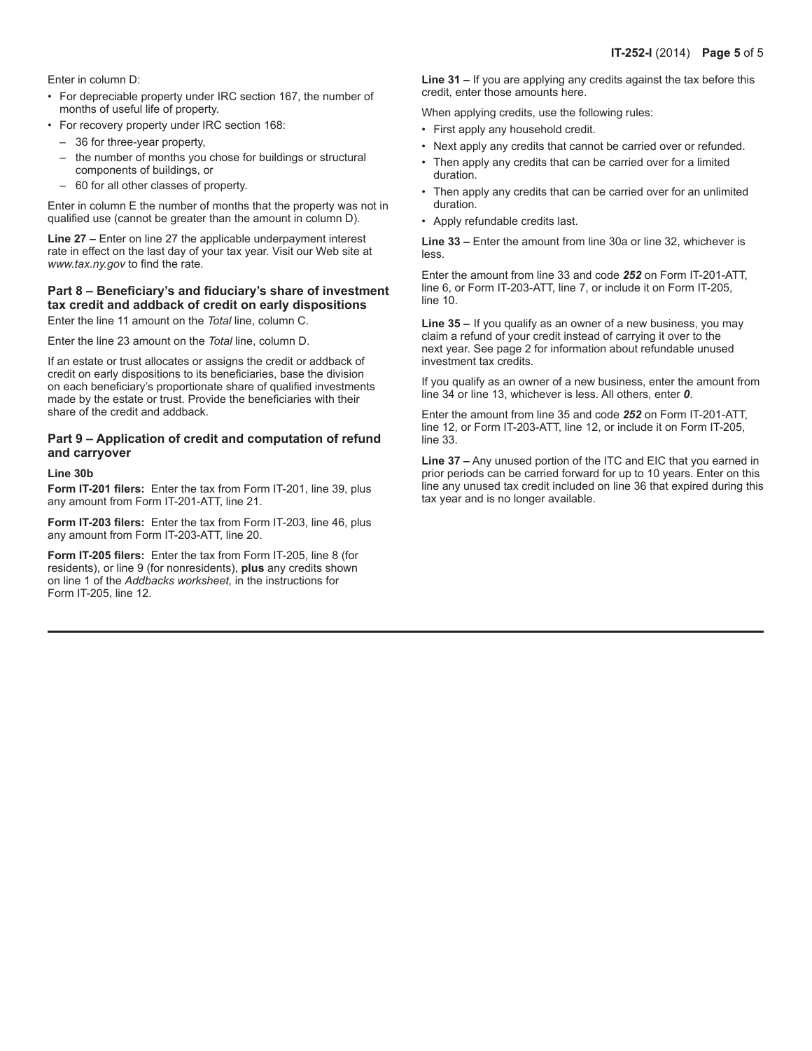Enter in column D:

- For depreciable property under IRC section 167, the number of months of useful life of property.
- For recovery property under IRC section 168:
  - 36 for three-year property,
  - the number of months you chose for buildings or structural components of buildings, or
  - 60 for all other classes of property.

Enter in column E the number of months that the property was not in qualified use (cannot be greater than the amount in column D).

**Line 27 –** Enter on line 27 the applicable underpayment interest rate in effect on the last day of your tax year. Visit our Web site at *www.tax.ny.gov* to find the rate.

### Part 8 – Beneficiary's and fiduciary's share of investment tax credit and addback of credit on early dispositions

Enter the line 11 amount on the *Total* line, column C.

Enter the line 23 amount on the *Total* line, column D.

If an estate or trust allocates or assigns the credit or addback of credit on early dispositions to its beneficiaries, base the division on each beneficiary's proportionate share of qualified investments made by the estate or trust. Provide the beneficiaries with their share of the credit and addback.

### Part 9 – Application of credit and computation of refund and carryover

**Line 30b**

**Form IT-201 filers:** Enter the tax from Form IT-201, line 39, plus any amount from Form IT-201-ATT, line 21.

**Form IT-203 filers:** Enter the tax from Form IT-203, line 46, plus any amount from Form IT-203-ATT, line 20.

**Form IT-205 filers:** Enter the tax from Form IT-205, line 8 (for residents), or line 9 (for nonresidents), **plus** any credits shown on line 1 of the *Addbacks worksheet,* in the instructions for Form IT-205, line 12.

**Line 31 –** If you are applying any credits against the tax before this credit, enter those amounts here.

When applying credits, use the following rules:

- First apply any household credit.
- Next apply any credits that cannot be carried over or refunded.
- Then apply any credits that can be carried over for a limited duration.
- Then apply any credits that can be carried over for an unlimited duration.
- Apply refundable credits last.

**Line 33 –** Enter the amount from line 30a or line 32, whichever is less.

Enter the amount from line 33 and code ***252*** on Form IT-201-ATT, line 6, or Form IT-203-ATT, line 7, or include it on Form IT-205, line 10.

**Line 35 –** If you qualify as an owner of a new business, you may claim a refund of your credit instead of carrying it over to the next year. See page 2 for information about refundable unused investment tax credits.

If you qualify as an owner of a new business, enter the amount from line 34 or line 13, whichever is less. All others, enter ***0***.

Enter the amount from line 35 and code ***252*** on Form IT-201-ATT, line 12, or Form IT-203-ATT, line 12, or include it on Form IT-205, line 33.

**Line 37 –** Any unused portion of the ITC and EIC that you earned in prior periods can be carried forward for up to 10 years. Enter on this line any unused tax credit included on line 36 that expired during this tax year and is no longer available.